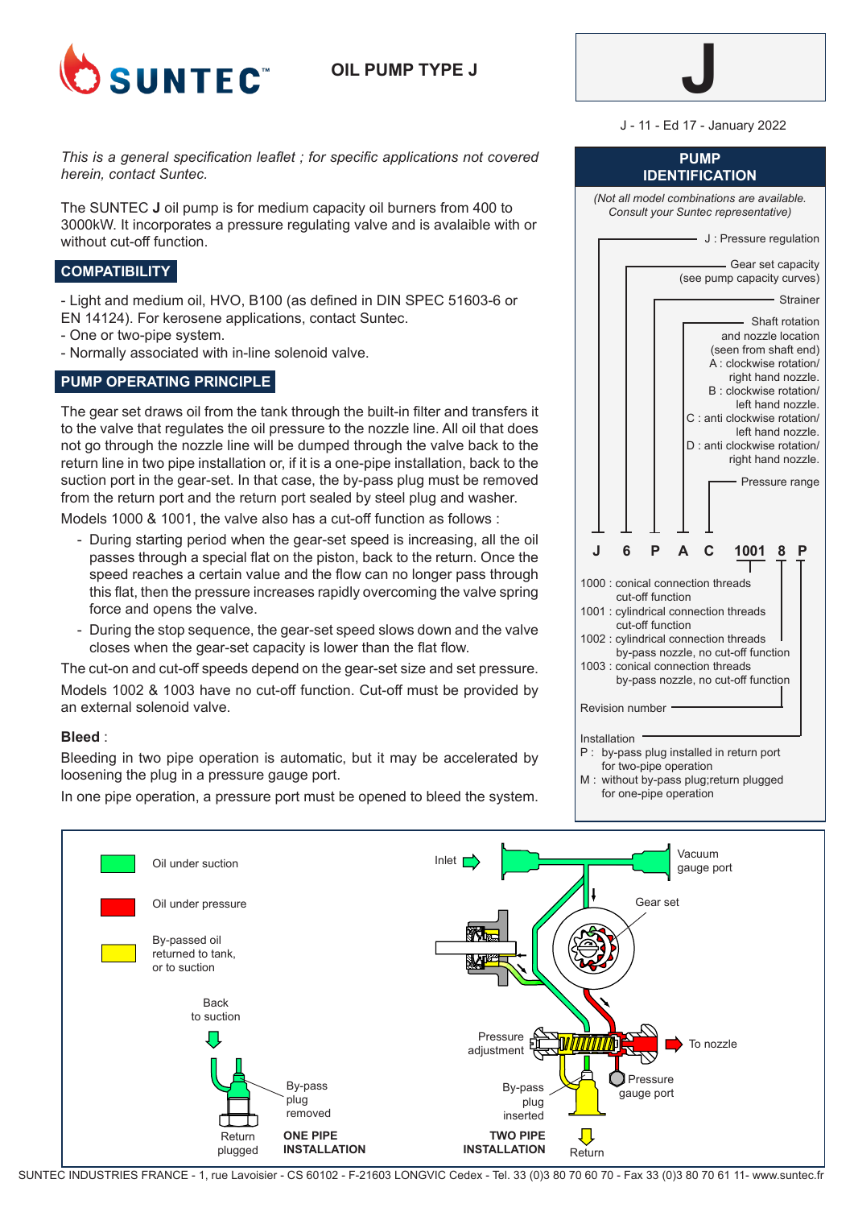# SUNTEC™

## OIL PUMP TYPE J

**J**

J - 11 - Ed 17 - January 2022

*This is a general specification leaflet ; for specific applications not covered herein, contact Suntec.*

The SUNTEC **J** oil pump is for medium capacity oil burners from 400 to 3000kW. It incorporates a pressure regulating valve and is avalaible with or without cut-off function.

## COMPATIBILITY

- Light and medium oil, HVO, B100 (as defined in DIN SPEC 51603-6 or EN 14124). For kerosene applications, contact Suntec.
- One or two-pipe system.
- Normally associated with in-line solenoid valve.

## PUMP OPERATING PRINCIPLE

The gear set draws oil from the tank through the built-in filter and transfers it to the valve that regulates the oil pressure to the nozzle line. All oil that does not go through the nozzle line will be dumped through the valve back to the return line in two pipe installation or, if it is a one-pipe installation, back to the suction port in the gear-set. In that case, the by-pass plug must be removed from the return port and the return port sealed by steel plug and washer.

Models 1000 & 1001, the valve also has a cut-off function as follows :

- During starting period when the gear-set speed is increasing, all the oil passes through a special flat on the piston, back to the return. Once the speed reaches a certain value and the flow can no longer pass through this flat, then the pressure increases rapidly overcoming the valve spring force and opens the valve.
- During the stop sequence, the gear-set speed slows down and the valve closes when the gear-set capacity is lower than the flat flow.

The cut-on and cut-off speeds depend on the gear-set size and set pressure.

Models 1002 & 1003 have no cut-off function. Cut-off must be provided by an external solenoid valve.

**Bleed** :

Bleeding in two pipe operation is automatic, but it may be accelerated by loosening the plug in a pressure gauge port.

In one pipe operation, a pressure port must be opened to bleed the system.

## PUMP IDENTIFICATION

*(Not all model combinations are available. Consult your Suntec representative)*

**J 6 P A C 1001 8 P**

- J : Pressure regulation
- 6 : Gear set capacity (see pump capacity curves)
- P : Strainer
- A : Shaft rotation and nozzle location (seen from shaft end)
  - A : clockwise rotation/ right hand nozzle.
  - B : clockwise rotation/ left hand nozzle.
  - C : anti clockwise rotation/ left hand nozzle.
  - D : anti clockwise rotation/ right hand nozzle.
- C : Pressure range
- 1001 :
  - 1000 : conical connection threads cut-off function
  - 1001 : cylindrical connection threads cut-off function
  - 1002 : cylindrical connection threads by-pass nozzle, no cut-off function
  - 1003 : conical connection threads by-pass nozzle, no cut-off function
- 8 : Revision number
- P : Installation
  - P : by-pass plug installed in return port for two-pipe operation
  - M : without by-pass plug;return plugged for one-pipe operation

Oil under suction

Oil under pressure

By-passed oil returned to tank, or to suction

Inlet — Vacuum gauge port — Gear set — Pressure adjustment — To nozzle — Pressure gauge port — By-pass plug inserted — Return

Back to suction — By-pass plug removed — Return plugged

**ONE PIPE INSTALLATION**

**TWO PIPE INSTALLATION**

SUNTEC INDUSTRIES FRANCE - 1, rue Lavoisier - CS 60102 - F-21603 LONGVIC Cedex - Tel. 33 (0)3 80 70 60 70 - Fax 33 (0)3 80 70 61 11- www.suntec.fr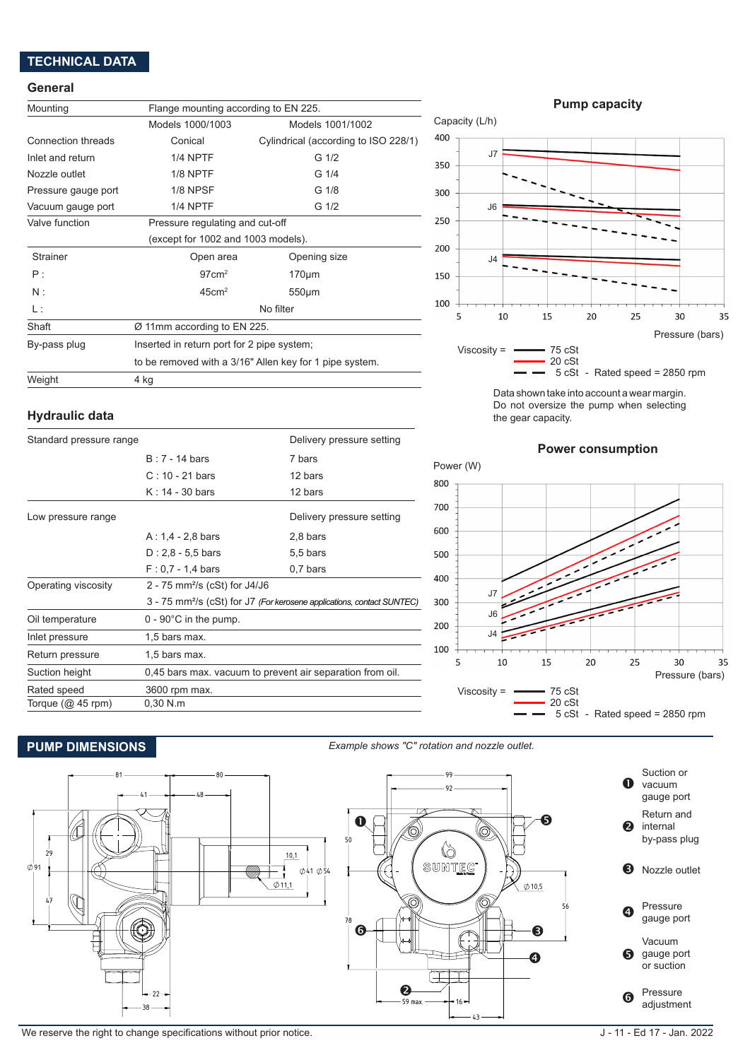## TECHNICAL DATA

### General

| | | |
|---|---|---|
| Mounting | Flange mounting according to EN 225. | |
| | Models 1000/1003 | Models 1001/1002 |
| Connection threads | Conical | Cylindrical (according to ISO 228/1) |
| Inlet and return | 1/4 NPTF | G 1/2 |
| Nozzle outlet | 1/8 NPTF | G 1/4 |
| Pressure gauge port | 1/8 NPSF | G 1/8 |
| Vacuum gauge port | 1/4 NPTF | G 1/2 |
| Valve function | Pressure regulating and cut-off (except for 1002 and 1003 models). | |
| Strainer | Open area | Opening size |
| P : | 97cm² | 170µm |
| N : | 45cm² | 550µm |
| L : | No filter | |
| Shaft | Ø 11mm according to EN 225. | |
| By-pass plug | Inserted in return port for 2 pipe system; to be removed with a 3/16" Allen key for 1 pipe system. | |
| Weight | 4 kg | |

### Hydraulic data

| | | |
|---|---|---|
| Standard pressure range | | Delivery pressure setting |
| | B : 7 - 14 bars | 7 bars |
| | C : 10 - 21 bars | 12 bars |
| | K : 14 - 30 bars | 12 bars |
| Low pressure range | | Delivery pressure setting |
| | A : 1,4 - 2,8 bars | 2,8 bars |
| | D : 2,8 - 5,5 bars | 5,5 bars |
| | F : 0,7 - 1,4 bars | 0,7 bars |
| Operating viscosity | 2 - 75 mm²/s (cSt) for J4/J6<br>3 - 75 mm²/s (cSt) for J7 *(For kerosene applications, contact SUNTEC)* | |
| Oil temperature | 0 - 90°C in the pump. | |
| Inlet pressure | 1,5 bars max. | |
| Return pressure | 1,5 bars max. | |
| Suction height | 0,45 bars max. vacuum to prevent air separation from oil. | |
| Rated speed | 3600 rpm max. | |
| Torque (@ 45 rpm) | 0,30 N.m | |

### Pump capacity

Capacity (L/h)

400
350
300
250
200
150
100

J7
J6
J4

5 10 15 20 25 30 35

Pressure (bars)

Viscosity = 75 cSt
20 cSt
5 cSt - Rated speed = 2850 rpm

Data shown take into account a wear margin. Do not oversize the pump when selecting the gear capacity.

### Power consumption

Power (W)

800
700
600
500
400
300
200
100

J7
J6
J4

5 10 15 20 25 30 35

Pressure (bars)

Viscosity = 75 cSt
20 cSt
5 cSt - Rated speed = 2850 rpm

## PUMP DIMENSIONS

*Example shows "C" rotation and nozzle outlet.*

81, 80, 41, 48, 29, Ø91, 47, 10,1, Ø41, Ø54, Ø11,1, 22, 38

99, 92, 50, 78, Ø10,5, 56, 59 max., 16, 43

SUNTEC

1. Suction or vacuum gauge port
2. Return and internal by-pass plug
3. Nozzle outlet
4. Pressure gauge port
5. Vacuum gauge port or suction
6. Pressure adjustment

We reserve the right to change specifications without prior notice.

J - 11 - Ed 17 - Jan. 2022